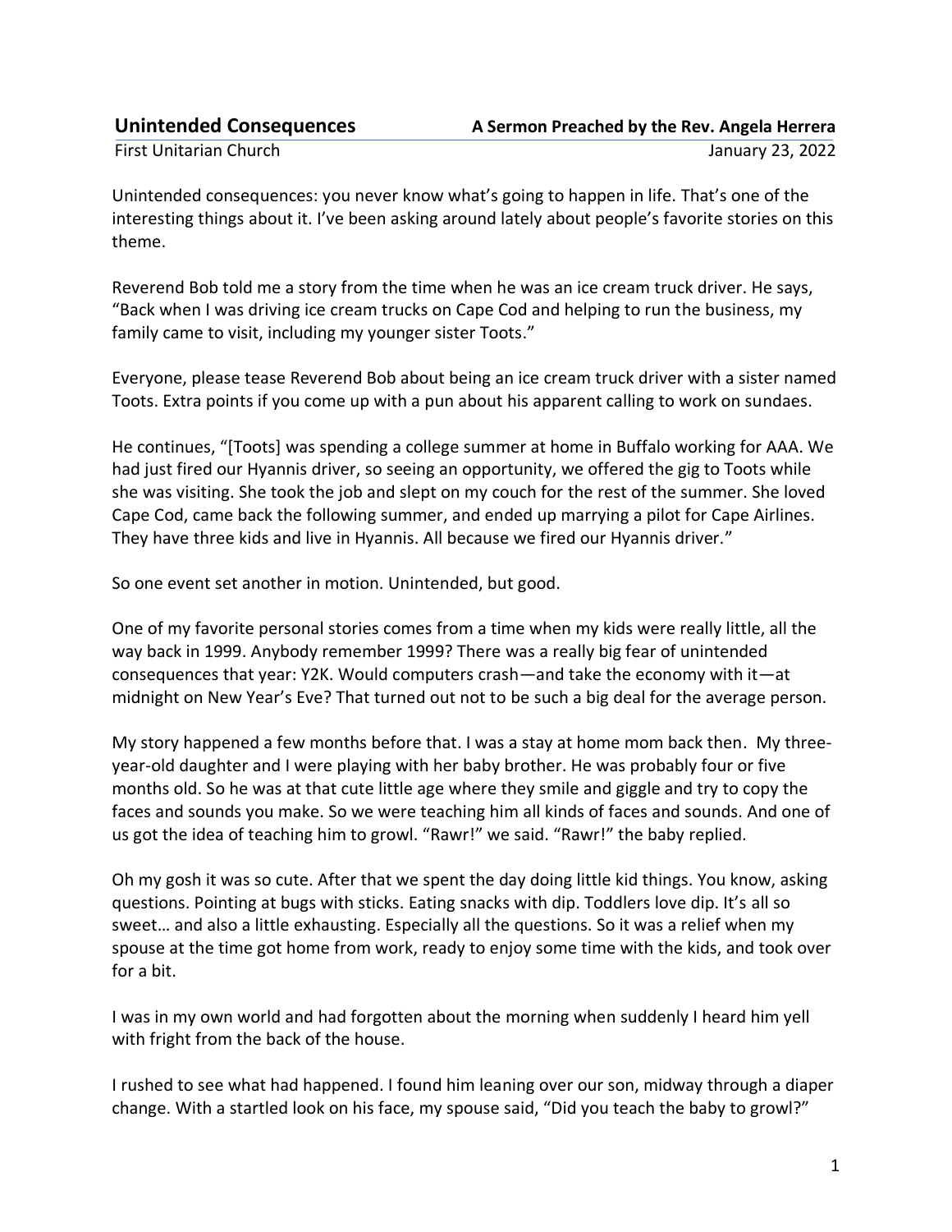**Unintended Consequences** **A Sermon Preached by the Rev. Angela Herrera**

First Unitarian Church January 23, 2022

Unintended consequences: you never know what's going to happen in life. That's one of the interesting things about it. I've been asking around lately about people's favorite stories on this theme.

Reverend Bob told me a story from the time when he was an ice cream truck driver. He says, "Back when I was driving ice cream trucks on Cape Cod and helping to run the business, my family came to visit, including my younger sister Toots."

Everyone, please tease Reverend Bob about being an ice cream truck driver with a sister named Toots. Extra points if you come up with a pun about his apparent calling to work on sundaes.

He continues, "[Toots] was spending a college summer at home in Buffalo working for AAA. We had just fired our Hyannis driver, so seeing an opportunity, we offered the gig to Toots while she was visiting. She took the job and slept on my couch for the rest of the summer. She loved Cape Cod, came back the following summer, and ended up marrying a pilot for Cape Airlines. They have three kids and live in Hyannis. All because we fired our Hyannis driver."

So one event set another in motion. Unintended, but good.

One of my favorite personal stories comes from a time when my kids were really little, all the way back in 1999. Anybody remember 1999? There was a really big fear of unintended consequences that year: Y2K. Would computers crash—and take the economy with it—at midnight on New Year's Eve? That turned out not to be such a big deal for the average person.

My story happened a few months before that. I was a stay at home mom back then. My three-year-old daughter and I were playing with her baby brother. He was probably four or five months old. So he was at that cute little age where they smile and giggle and try to copy the faces and sounds you make. So we were teaching him all kinds of faces and sounds. And one of us got the idea of teaching him to growl. "Rawr!" we said. "Rawr!" the baby replied.

Oh my gosh it was so cute. After that we spent the day doing little kid things. You know, asking questions. Pointing at bugs with sticks. Eating snacks with dip. Toddlers love dip. It's all so sweet… and also a little exhausting. Especially all the questions. So it was a relief when my spouse at the time got home from work, ready to enjoy some time with the kids, and took over for a bit.

I was in my own world and had forgotten about the morning when suddenly I heard him yell with fright from the back of the house.

I rushed to see what had happened. I found him leaning over our son, midway through a diaper change. With a startled look on his face, my spouse said, "Did you teach the baby to growl?"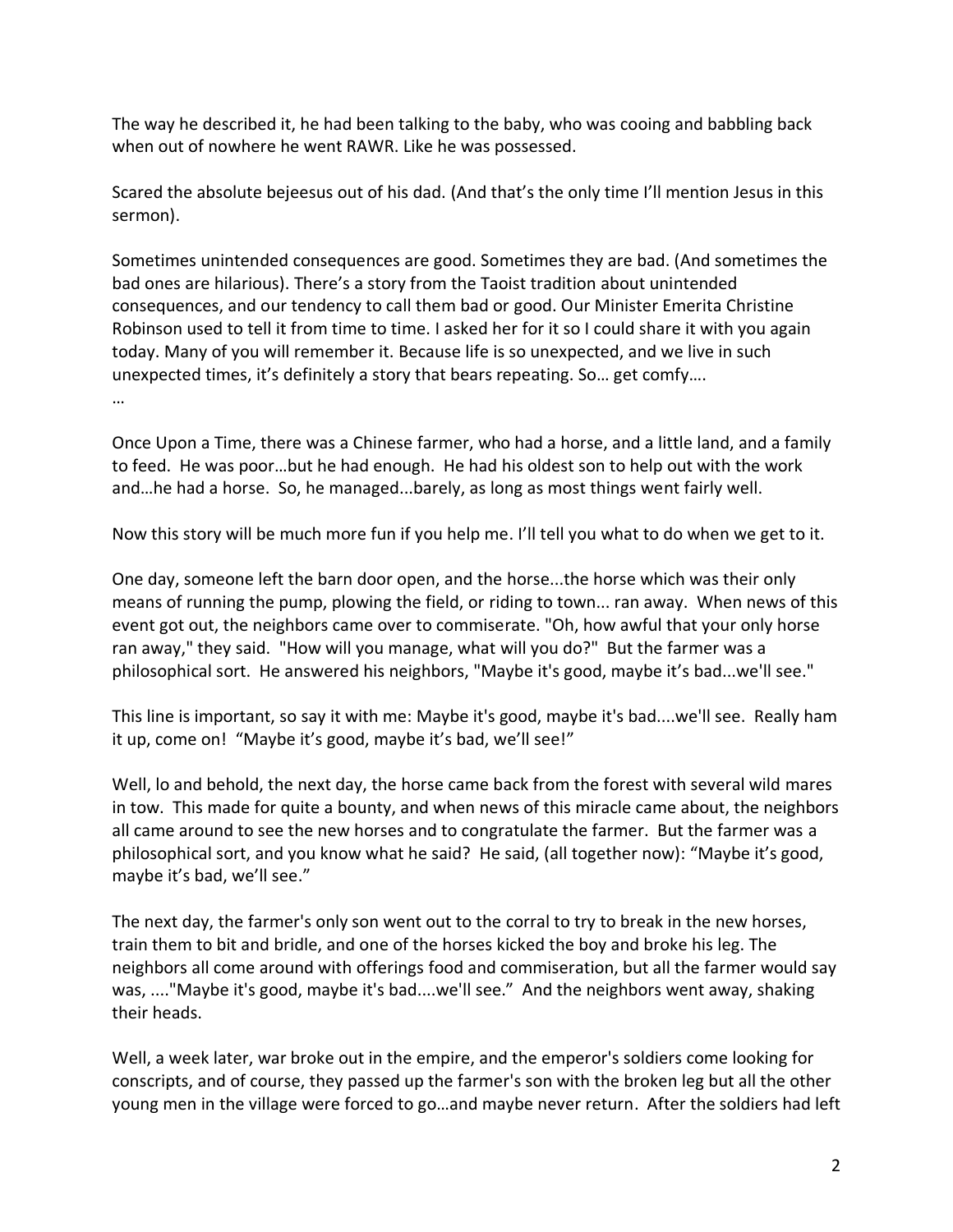The way he described it, he had been talking to the baby, who was cooing and babbling back when out of nowhere he went RAWR. Like he was possessed.

Scared the absolute bejeesus out of his dad. (And that's the only time I'll mention Jesus in this sermon).

Sometimes unintended consequences are good. Sometimes they are bad. (And sometimes the bad ones are hilarious). There's a story from the Taoist tradition about unintended consequences, and our tendency to call them bad or good. Our Minister Emerita Christine Robinson used to tell it from time to time. I asked her for it so I could share it with you again today. Many of you will remember it. Because life is so unexpected, and we live in such unexpected times, it's definitely a story that bears repeating. So… get comfy….

…

Once Upon a Time, there was a Chinese farmer, who had a horse, and a little land, and a family to feed. He was poor…but he had enough. He had his oldest son to help out with the work and…he had a horse. So, he managed...barely, as long as most things went fairly well.

Now this story will be much more fun if you help me. I'll tell you what to do when we get to it.

One day, someone left the barn door open, and the horse...the horse which was their only means of running the pump, plowing the field, or riding to town... ran away. When news of this event got out, the neighbors came over to commiserate. "Oh, how awful that your only horse ran away," they said. "How will you manage, what will you do?" But the farmer was a philosophical sort. He answered his neighbors, "Maybe it's good, maybe it's bad...we'll see."

This line is important, so say it with me: Maybe it's good, maybe it's bad....we'll see. Really ham it up, come on! "Maybe it's good, maybe it's bad, we'll see!"

Well, lo and behold, the next day, the horse came back from the forest with several wild mares in tow. This made for quite a bounty, and when news of this miracle came about, the neighbors all came around to see the new horses and to congratulate the farmer. But the farmer was a philosophical sort, and you know what he said? He said, (all together now): "Maybe it's good, maybe it's bad, we'll see."

The next day, the farmer's only son went out to the corral to try to break in the new horses, train them to bit and bridle, and one of the horses kicked the boy and broke his leg. The neighbors all come around with offerings food and commiseration, but all the farmer would say was, ...."Maybe it's good, maybe it's bad....we'll see." And the neighbors went away, shaking their heads.

Well, a week later, war broke out in the empire, and the emperor's soldiers come looking for conscripts, and of course, they passed up the farmer's son with the broken leg but all the other young men in the village were forced to go…and maybe never return. After the soldiers had left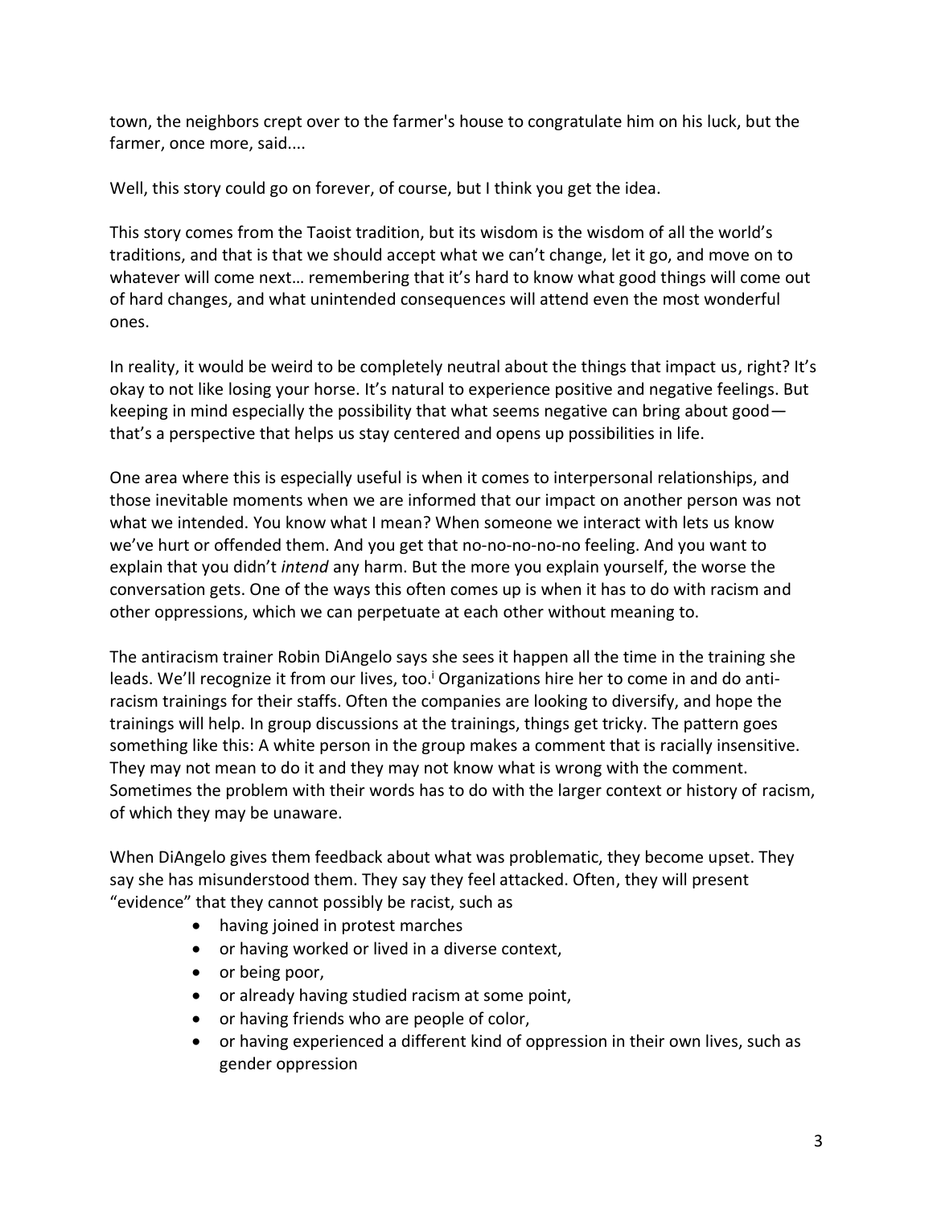town, the neighbors crept over to the farmer's house to congratulate him on his luck, but the farmer, once more, said....

Well, this story could go on forever, of course, but I think you get the idea.

This story comes from the Taoist tradition, but its wisdom is the wisdom of all the world's traditions, and that is that we should accept what we can't change, let it go, and move on to whatever will come next… remembering that it's hard to know what good things will come out of hard changes, and what unintended consequences will attend even the most wonderful ones.

In reality, it would be weird to be completely neutral about the things that impact us, right? It's okay to not like losing your horse. It's natural to experience positive and negative feelings. But keeping in mind especially the possibility that what seems negative can bring about good—that's a perspective that helps us stay centered and opens up possibilities in life.

One area where this is especially useful is when it comes to interpersonal relationships, and those inevitable moments when we are informed that our impact on another person was not what we intended. You know what I mean? When someone we interact with lets us know we've hurt or offended them. And you get that no-no-no-no-no feeling. And you want to explain that you didn't *intend* any harm. But the more you explain yourself, the worse the conversation gets. One of the ways this often comes up is when it has to do with racism and other oppressions, which we can perpetuate at each other without meaning to.

The antiracism trainer Robin DiAngelo says she sees it happen all the time in the training she leads. We'll recognize it from our lives, too.[i] Organizations hire her to come in and do anti-racism trainings for their staffs. Often the companies are looking to diversify, and hope the trainings will help. In group discussions at the trainings, things get tricky. The pattern goes something like this: A white person in the group makes a comment that is racially insensitive. They may not mean to do it and they may not know what is wrong with the comment. Sometimes the problem with their words has to do with the larger context or history of racism, of which they may be unaware.

When DiAngelo gives them feedback about what was problematic, they become upset. They say she has misunderstood them. They say they feel attacked. Often, they will present "evidence" that they cannot possibly be racist, such as

- having joined in protest marches
- or having worked or lived in a diverse context,
- or being poor,
- or already having studied racism at some point,
- or having friends who are people of color,
- or having experienced a different kind of oppression in their own lives, such as gender oppression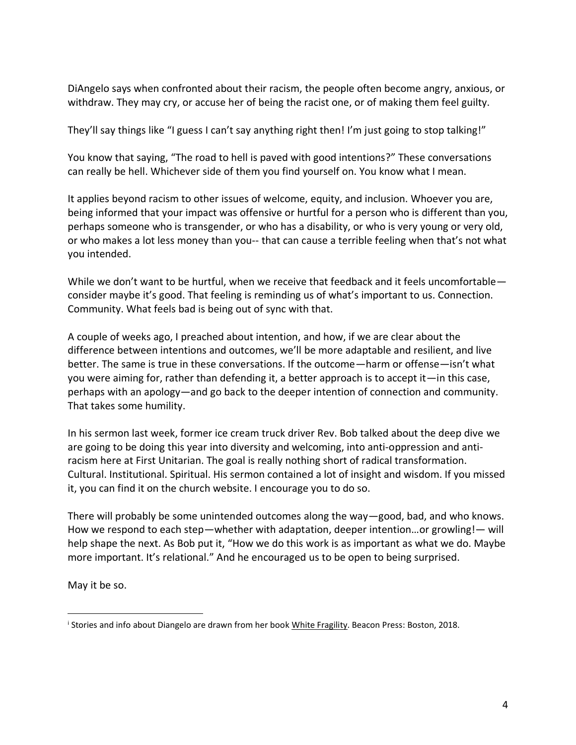DiAngelo says when confronted about their racism, the people often become angry, anxious, or withdraw. They may cry, or accuse her of being the racist one, or of making them feel guilty.

They'll say things like "I guess I can't say anything right then! I'm just going to stop talking!"

You know that saying, "The road to hell is paved with good intentions?" These conversations can really be hell. Whichever side of them you find yourself on. You know what I mean.

It applies beyond racism to other issues of welcome, equity, and inclusion. Whoever you are, being informed that your impact was offensive or hurtful for a person who is different than you, perhaps someone who is transgender, or who has a disability, or who is very young or very old, or who makes a lot less money than you-- that can cause a terrible feeling when that's not what you intended.

While we don't want to be hurtful, when we receive that feedback and it feels uncomfortable—consider maybe it's good. That feeling is reminding us of what's important to us. Connection. Community. What feels bad is being out of sync with that.

A couple of weeks ago, I preached about intention, and how, if we are clear about the difference between intentions and outcomes, we'll be more adaptable and resilient, and live better. The same is true in these conversations. If the outcome—harm or offense—isn't what you were aiming for, rather than defending it, a better approach is to accept it—in this case, perhaps with an apology—and go back to the deeper intention of connection and community. That takes some humility.

In his sermon last week, former ice cream truck driver Rev. Bob talked about the deep dive we are going to be doing this year into diversity and welcoming, into anti-oppression and anti-racism here at First Unitarian. The goal is really nothing short of radical transformation. Cultural. Institutional. Spiritual. His sermon contained a lot of insight and wisdom. If you missed it, you can find it on the church website. I encourage you to do so.

There will probably be some unintended outcomes along the way—good, bad, and who knows. How we respond to each step—whether with adaptation, deeper intention…or growling!— will help shape the next. As Bob put it, "How we do this work is as important as what we do. Maybe more important. It's relational." And he encouraged us to be open to being surprised.

May it be so.

---

[i] Stories and info about Diangelo are drawn from her book White Fragility. Beacon Press: Boston, 2018.